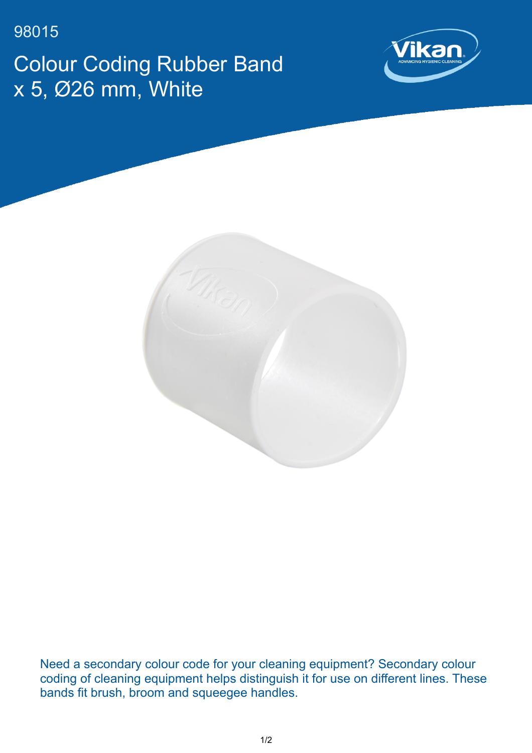98015

# Colour Coding Rubber Band x 5, Ø26 mm, White

Need a secondary colour code for your cleaning equipment? Secondary colour coding of cleaning equipment helps distinguish it for use on different lines. These bands fit brush, broom and squeegee handles.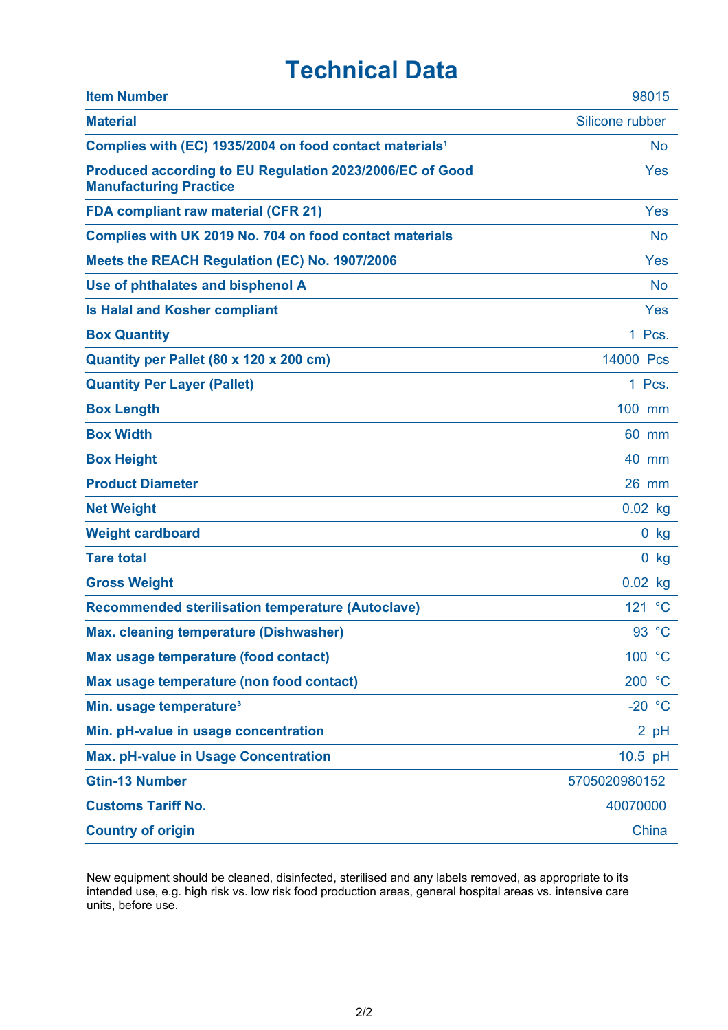# Technical Data

| | |
|---|---|
| **Item Number** | 98015 |
| **Material** | Silicone rubber |
| **Complies with (EC) 1935/2004 on food contact materials[1]** | No |
| **Produced according to EU Regulation 2023/2006/EC of Good Manufacturing Practice** | Yes |
| **FDA compliant raw material (CFR 21)** | Yes |
| **Complies with UK 2019 No. 704 on food contact materials** | No |
| **Meets the REACH Regulation (EC) No. 1907/2006** | Yes |
| **Use of phthalates and bisphenol A** | No |
| **Is Halal and Kosher compliant** | Yes |
| **Box Quantity** | 1 Pcs. |
| **Quantity per Pallet (80 x 120 x 200 cm)** | 14000 Pcs |
| **Quantity Per Layer (Pallet)** | 1 Pcs. |
| **Box Length** | 100 mm |
| **Box Width** | 60 mm |
| **Box Height** | 40 mm |
| **Product Diameter** | 26 mm |
| **Net Weight** | 0.02 kg |
| **Weight cardboard** | 0 kg |
| **Tare total** | 0 kg |
| **Gross Weight** | 0.02 kg |
| **Recommended sterilisation temperature (Autoclave)** | 121 °C |
| **Max. cleaning temperature (Dishwasher)** | 93 °C |
| **Max usage temperature (food contact)** | 100 °C |
| **Max usage temperature (non food contact)** | 200 °C |
| **Min. usage temperature[3]** | -20 °C |
| **Min. pH-value in usage concentration** | 2 pH |
| **Max. pH-value in Usage Concentration** | 10.5 pH |
| **Gtin-13 Number** | 5705020980152 |
| **Customs Tariff No.** | 40070000 |
| **Country of origin** | China |

New equipment should be cleaned, disinfected, sterilised and any labels removed, as appropriate to its intended use, e.g. high risk vs. low risk food production areas, general hospital areas vs. intensive care units, before use.